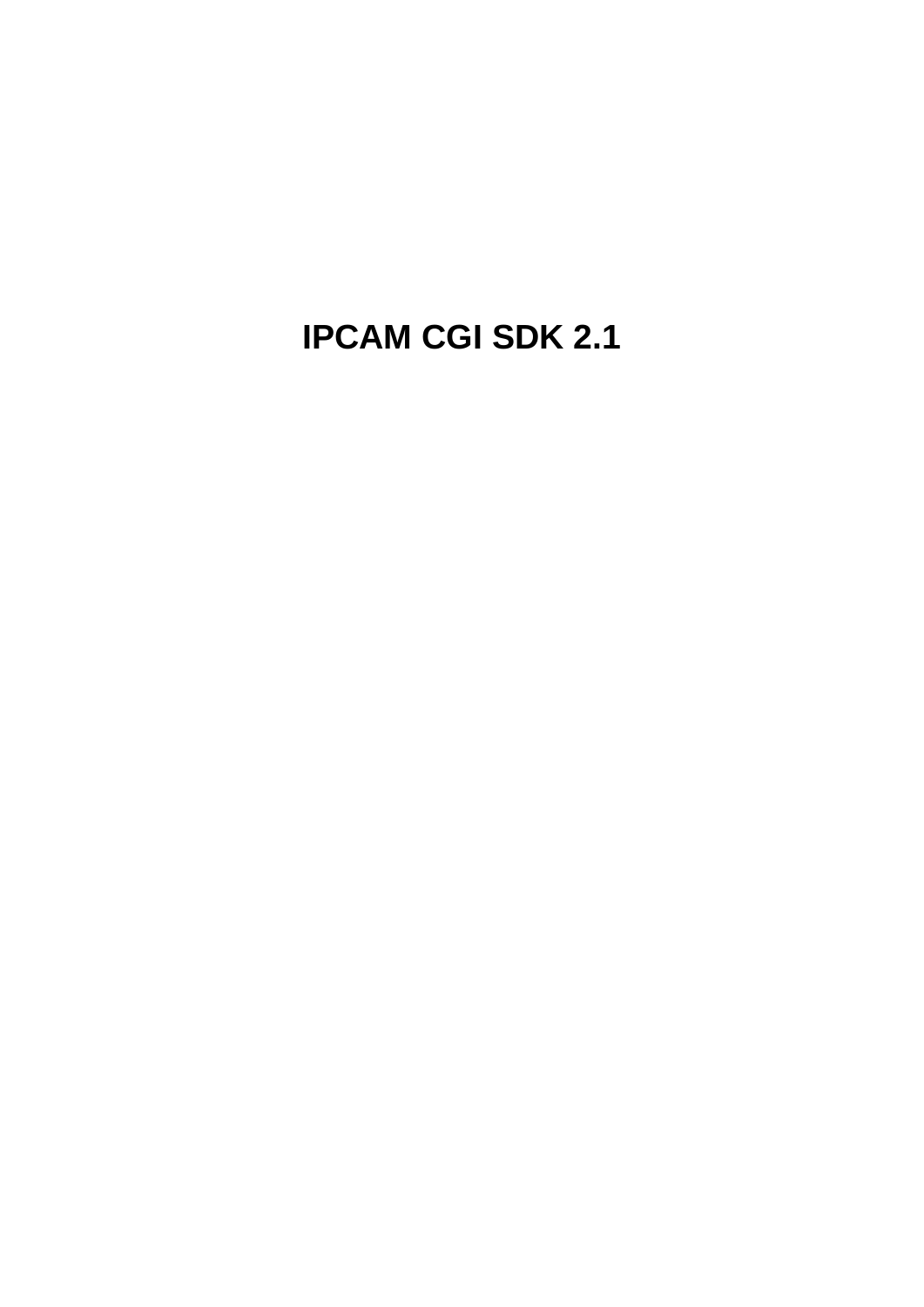# IPCAM CGI SDK 2.1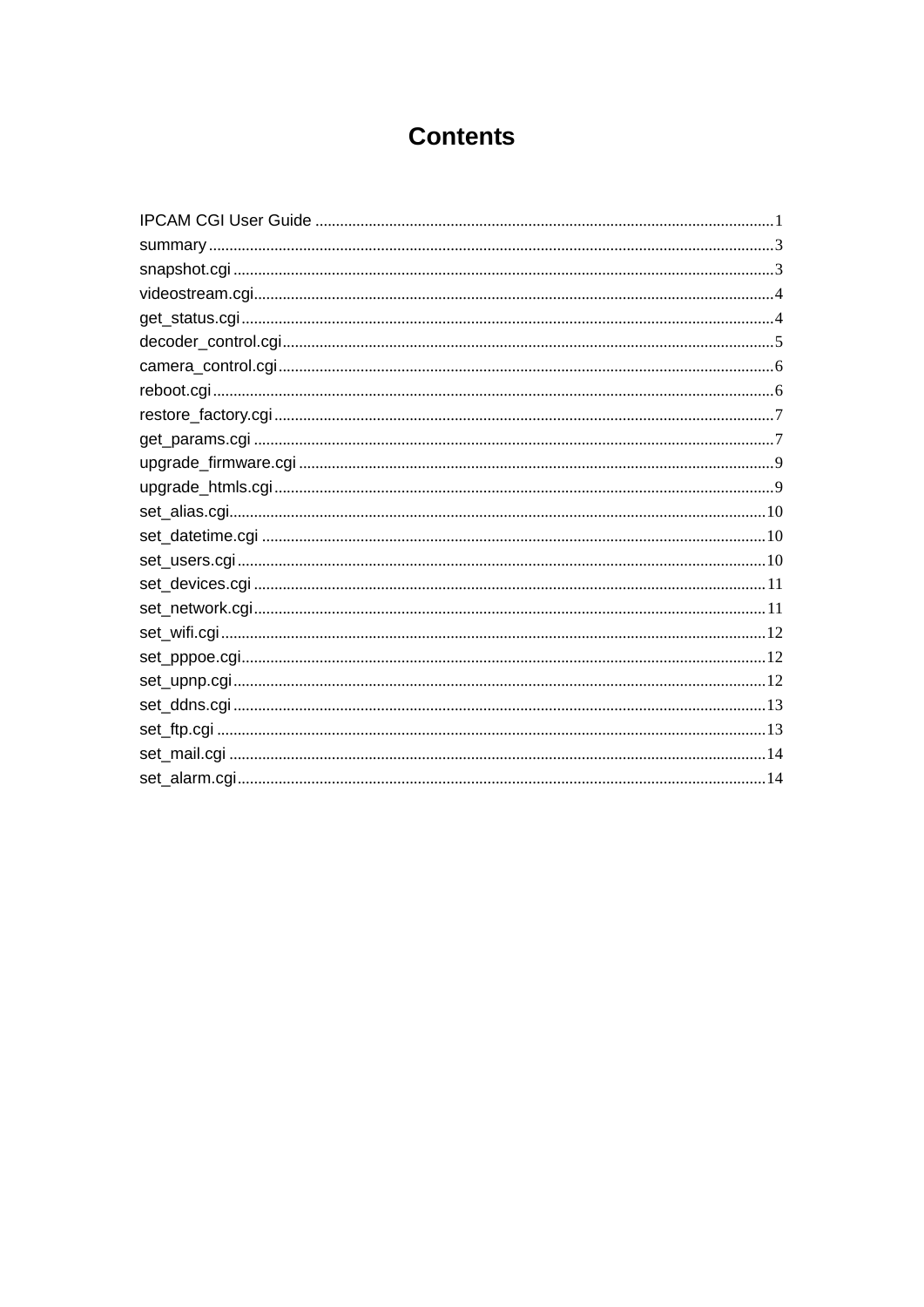# Contents

IPCAM CGI User Guide ........................................................................................................1
summary ...........................................................................................................................3
snapshot.cgi .......................................................................................................................3
videostream.cgi...................................................................................................................4
get_status.cgi .....................................................................................................................4
decoder_control.cgi.............................................................................................................5
camera_control.cgi..............................................................................................................6
reboot.cgi ...........................................................................................................................6
restore_factory.cgi ..............................................................................................................7
get_params.cgi ....................................................................................................................7
upgrade_firmware.cgi .........................................................................................................9
upgrade_htmls.cgi ..............................................................................................................9
set_alias.cgi.......................................................................................................................10
set_datetime.cgi ...............................................................................................................10
set_users.cgi .....................................................................................................................10
set_devices.cgi .................................................................................................................11
set_network.cgi.................................................................................................................11
set_wifi.cgi ........................................................................................................................12
set_pppoe.cgi....................................................................................................................12
set_upnp.cgi .....................................................................................................................12
set_ddns.cgi .....................................................................................................................13
set_ftp.cgi .........................................................................................................................13
set_mail.cgi ......................................................................................................................14
set_alarm.cgi.....................................................................................................................14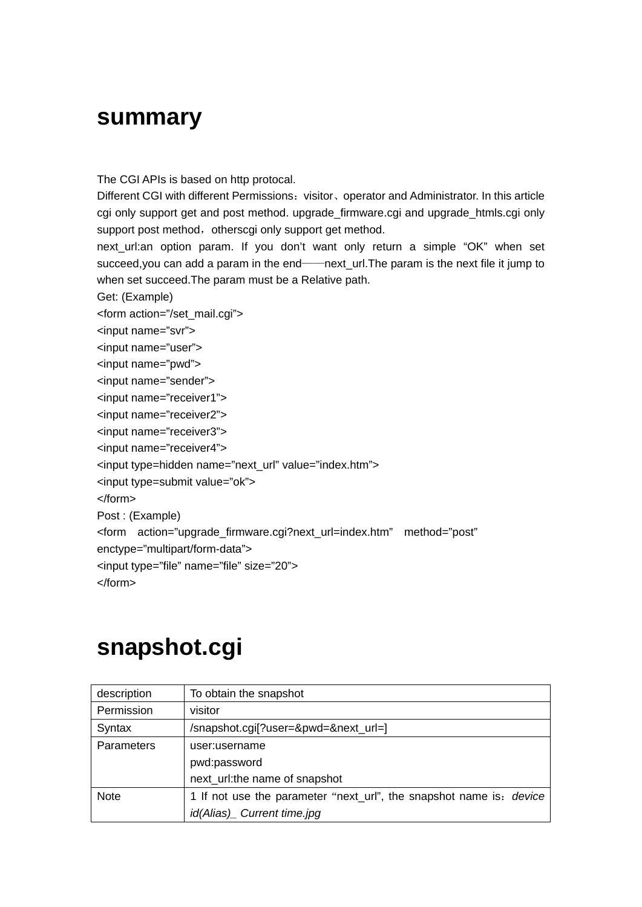# summary

The CGI APIs is based on http protocal.

Different CGI with different Permissions：visitor、operator and Administrator. In this article cgi only support get and post method. upgrade_firmware.cgi and upgrade_htmls.cgi only support post method，otherscgi only support get method.

next_url:an option param. If you don't want only return a simple "OK" when set succeed,you can add a param in the end——next_url.The param is the next file it jump to when set succeed.The param must be a Relative path.

Get: (Example)

```
<form action="/set_mail.cgi">
<input name="svr">
<input name="user">
<input name="pwd">
<input name="sender">
<input name="receiver1">
<input name="receiver2">
<input name="receiver3">
<input name="receiver4">
<input type=hidden name="next_url" value="index.htm">
<input type=submit value="ok">
</form>
```

Post : (Example)

```
<form action="upgrade_firmware.cgi?next_url=index.htm" method="post" enctype="multipart/form-data">
<input type="file" name="file" size="20">
</form>
```

# snapshot.cgi

| description | To obtain the snapshot |
| --- | --- |
| Permission | visitor |
| Syntax | /snapshot.cgi[?user=&pwd=&next_url=] |
| Parameters | user:username<br>pwd:password<br>next_url:the name of snapshot |
| Note | 1 If not use the parameter "next_url", the snapshot name is：*device id(Alias)_ Current time.jpg* |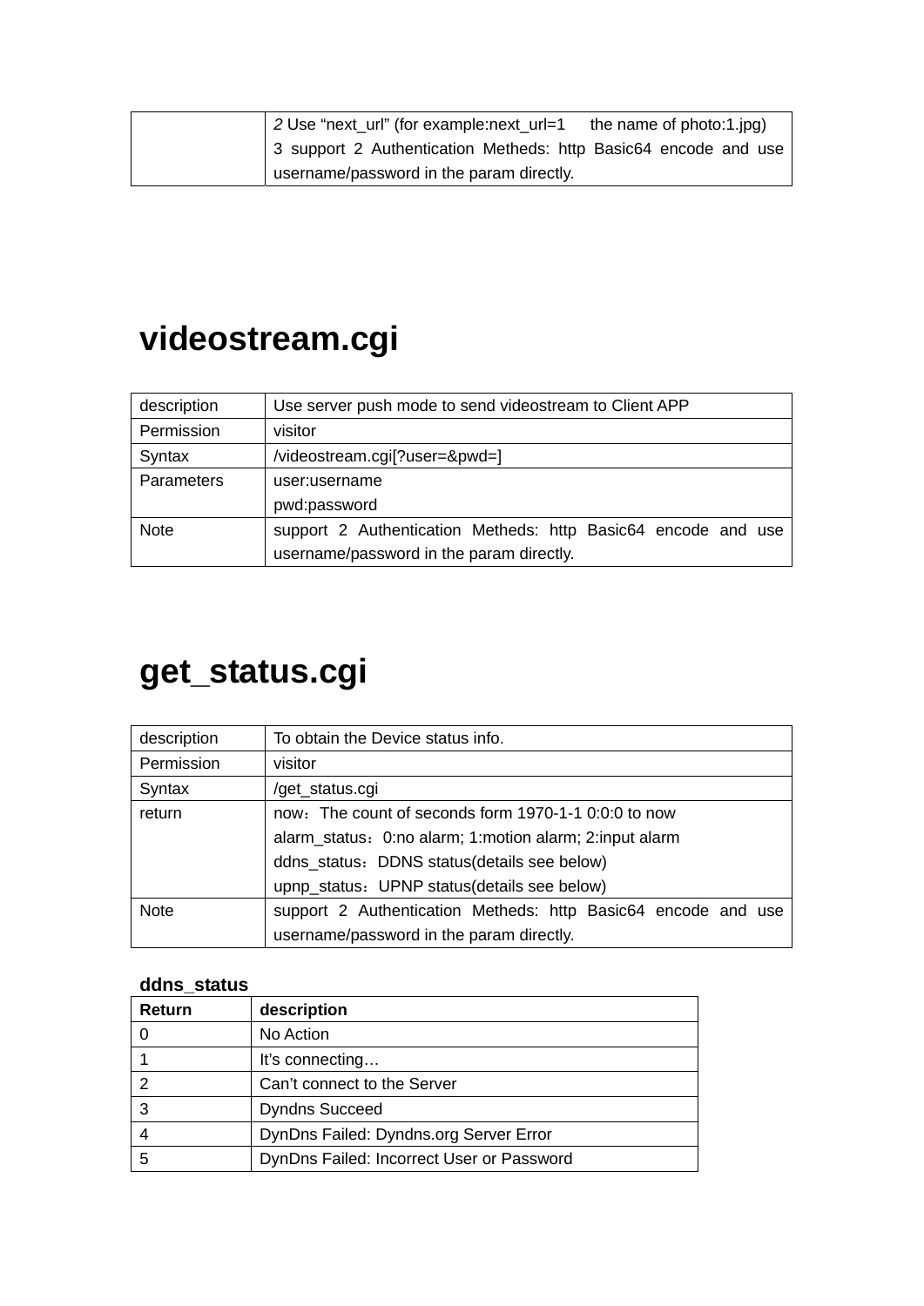|  | 2 Use “next_url” (for example:next_url=1 the name of photo:1.jpg)<br>3 support 2 Authentication Metheds: http Basic64 encode and use username/password in the param directly. |
|---|---|

# videostream.cgi

| description | Use server push mode to send videostream to Client APP |
|---|---|
| Permission | visitor |
| Syntax | /videostream.cgi[?user=&pwd=] |
| Parameters | user:username<br>pwd:password |
| Note | support 2 Authentication Metheds: http Basic64 encode and use username/password in the param directly. |

# get_status.cgi

| description | To obtain the Device status info. |
|---|---|
| Permission | visitor |
| Syntax | /get_status.cgi |
| return | now：The count of seconds form 1970-1-1 0:0:0 to now<br>alarm_status：0:no alarm; 1:motion alarm; 2:input alarm<br>ddns_status：DDNS status(details see below)<br>upnp_status：UPNP status(details see below) |
| Note | support 2 Authentication Metheds: http Basic64 encode and use username/password in the param directly. |

**ddns_status**

| Return | description |
|---|---|
| 0 | No Action |
| 1 | It’s connecting… |
| 2 | Can’t connect to the Server |
| 3 | Dyndns Succeed |
| 4 | DynDns Failed: Dyndns.org Server Error |
| 5 | DynDns Failed: Incorrect User or Password |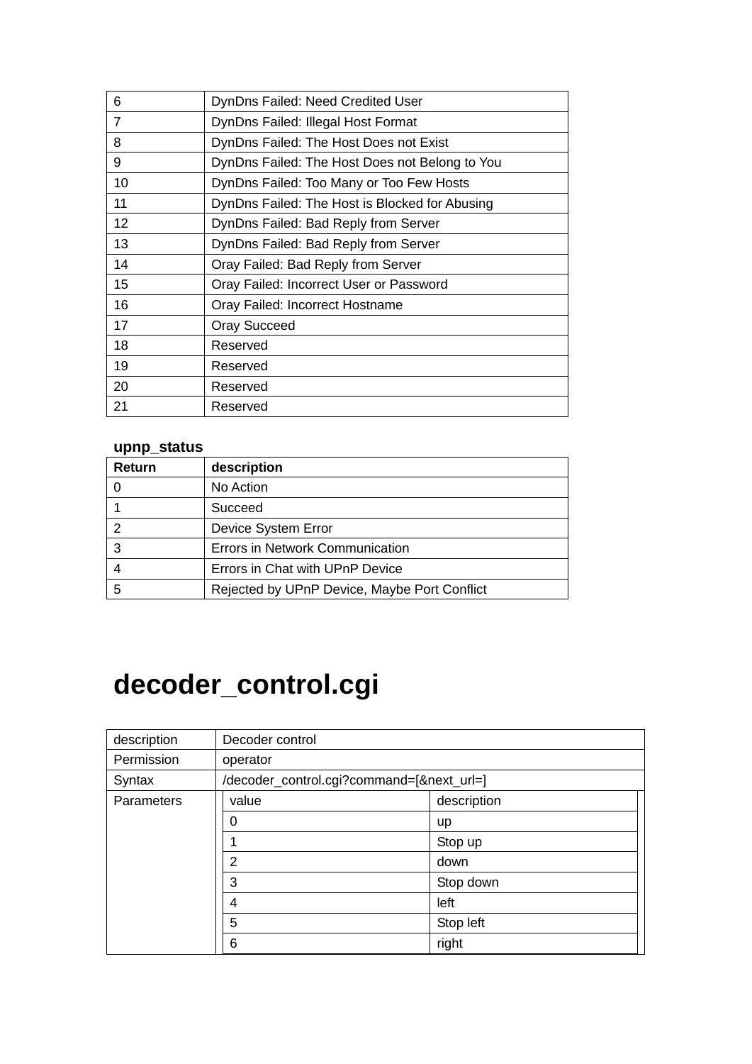| | |
|---|---|
| 6 | DynDns Failed: Need Credited User |
| 7 | DynDns Failed: Illegal Host Format |
| 8 | DynDns Failed: The Host Does not Exist |
| 9 | DynDns Failed: The Host Does not Belong to You |
| 10 | DynDns Failed: Too Many or Too Few Hosts |
| 11 | DynDns Failed: The Host is Blocked for Abusing |
| 12 | DynDns Failed: Bad Reply from Server |
| 13 | DynDns Failed: Bad Reply from Server |
| 14 | Oray Failed: Bad Reply from Server |
| 15 | Oray Failed: Incorrect User or Password |
| 16 | Oray Failed: Incorrect Hostname |
| 17 | Oray Succeed |
| 18 | Reserved |
| 19 | Reserved |
| 20 | Reserved |
| 21 | Reserved |

**upnp_status**

| Return | description |
|---|---|
| 0 | No Action |
| 1 | Succeed |
| 2 | Device System Error |
| 3 | Errors in Network Communication |
| 4 | Errors in Chat with UPnP Device |
| 5 | Rejected by UPnP Device, Maybe Port Conflict |

# decoder_control.cgi

| | | |
|---|---|---|
| description | Decoder control | |
| Permission | operator | |
| Syntax | /decoder_control.cgi?command=[&next_url=] | |
| Parameters | value | description |
| | 0 | up |
| | 1 | Stop up |
| | 2 | down |
| | 3 | Stop down |
| | 4 | left |
| | 5 | Stop left |
| | 6 | right |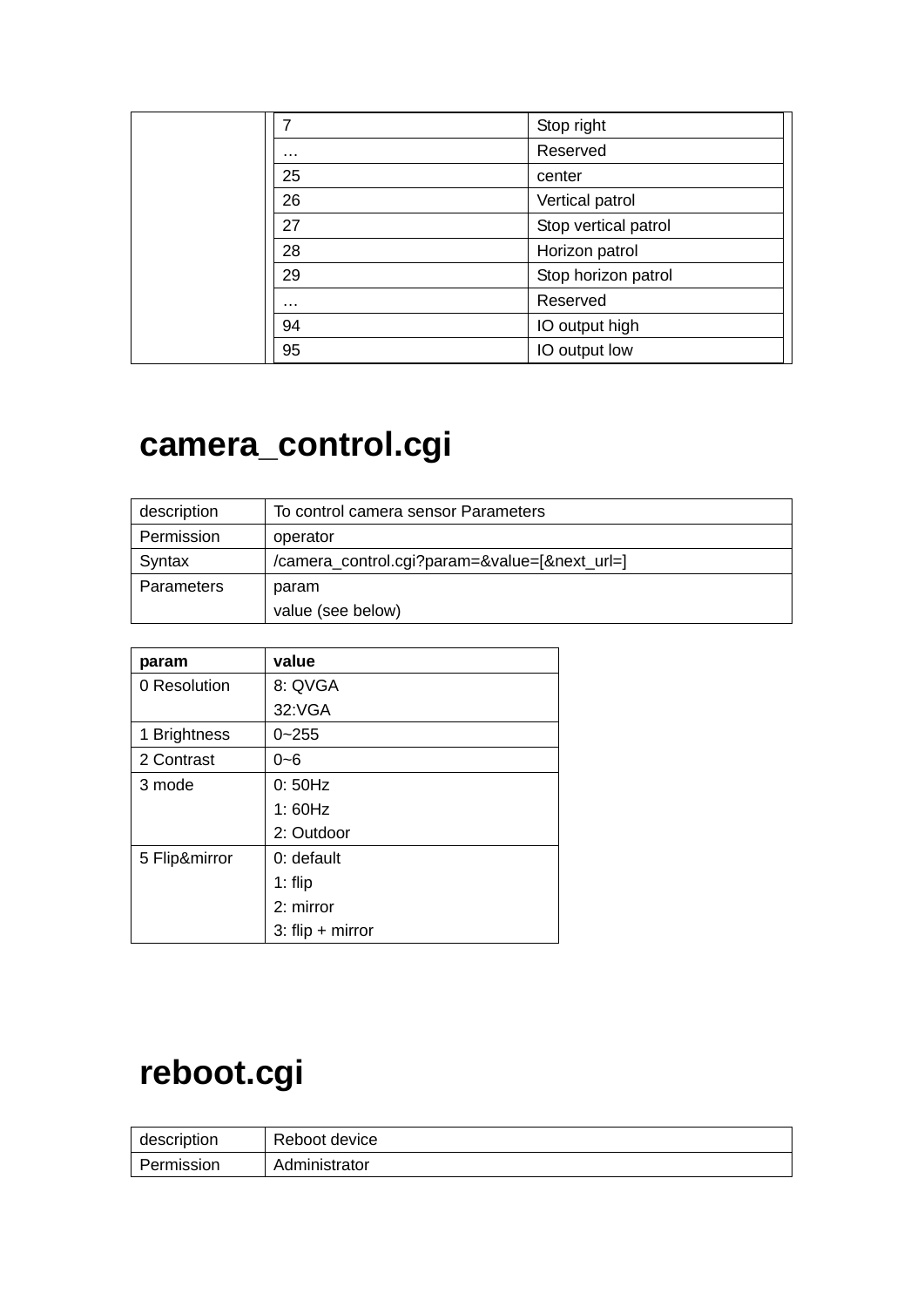| | | |
|---|---|---|
| | 7 | Stop right |
| | … | Reserved |
| | 25 | center |
| | 26 | Vertical patrol |
| | 27 | Stop vertical patrol |
| | 28 | Horizon patrol |
| | 29 | Stop horizon patrol |
| | … | Reserved |
| | 94 | IO output high |
| | 95 | IO output low |

# camera_control.cgi

| | |
|---|---|
| description | To control camera sensor Parameters |
| Permission | operator |
| Syntax | /camera_control.cgi?param=&value=[&next_url=] |
| Parameters | param<br>value (see below) |

| param | value |
|---|---|
| 0 Resolution | 8: QVGA<br>32:VGA |
| 1 Brightness | 0~255 |
| 2 Contrast | 0~6 |
| 3 mode | 0: 50Hz<br>1: 60Hz<br>2: Outdoor |
| 5 Flip&mirror | 0: default<br>1: flip<br>2: mirror<br>3: flip + mirror |

# reboot.cgi

| | |
|---|---|
| description | Reboot device |
| Permission | Administrator |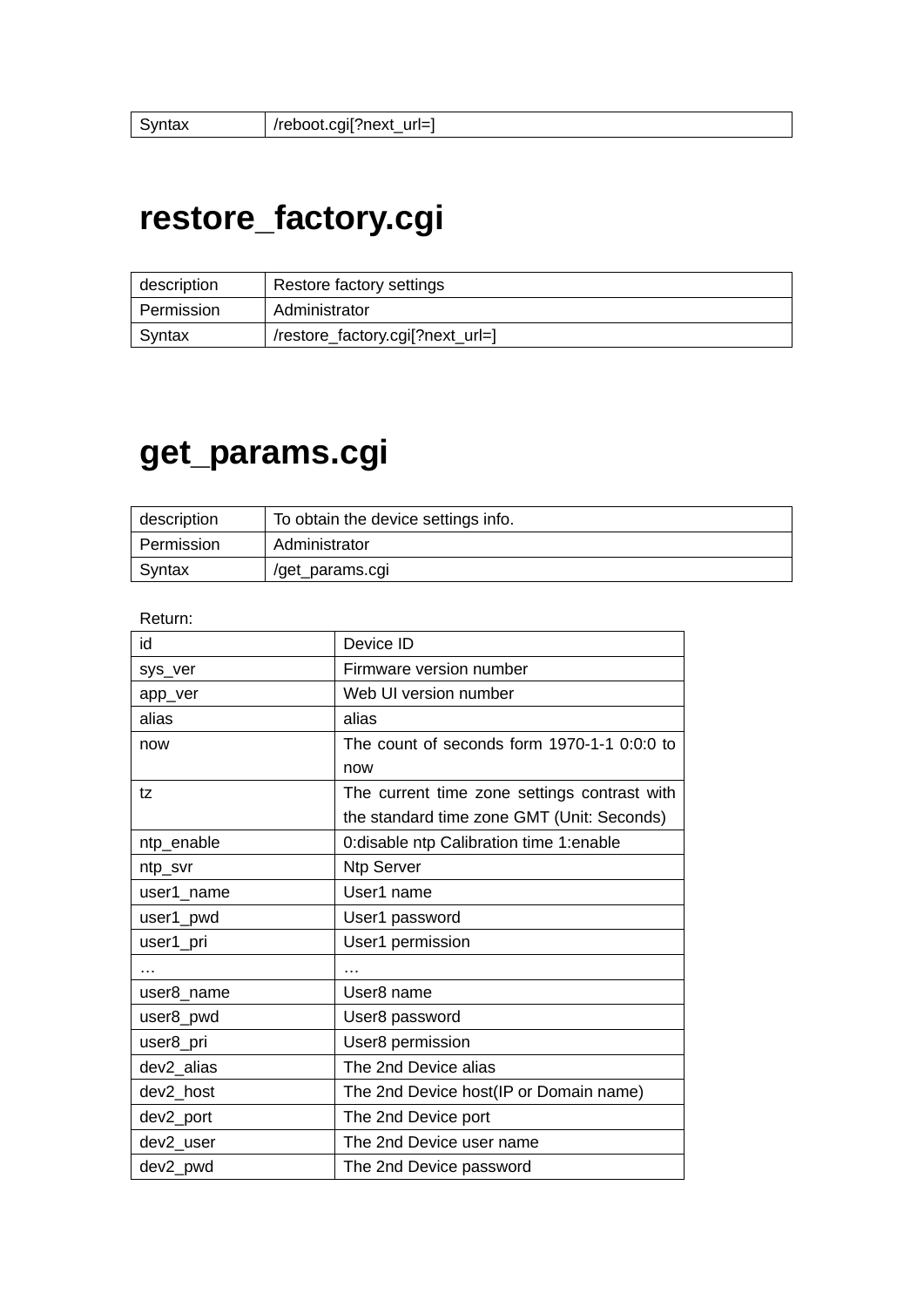| Syntax | /reboot.cgi[?next_url=] |
|---|---|

# restore_factory.cgi

| description | Restore factory settings |
|---|---|
| Permission | Administrator |
| Syntax | /restore_factory.cgi[?next_url=] |

# get_params.cgi

| description | To obtain the device settings info. |
|---|---|
| Permission | Administrator |
| Syntax | /get_params.cgi |

Return:

| id | Device ID |
|---|---|
| sys_ver | Firmware version number |
| app_ver | Web UI version number |
| alias | alias |
| now | The count of seconds form 1970-1-1 0:0:0 to now |
| tz | The current time zone settings contrast with the standard time zone GMT (Unit: Seconds) |
| ntp_enable | 0:disable ntp Calibration time 1:enable |
| ntp_svr | Ntp Server |
| user1_name | User1 name |
| user1_pwd | User1 password |
| user1_pri | User1 permission |
| … | … |
| user8_name | User8 name |
| user8_pwd | User8 password |
| user8_pri | User8 permission |
| dev2_alias | The 2nd Device alias |
| dev2_host | The 2nd Device host(IP or Domain name) |
| dev2_port | The 2nd Device port |
| dev2_user | The 2nd Device user name |
| dev2_pwd | The 2nd Device password |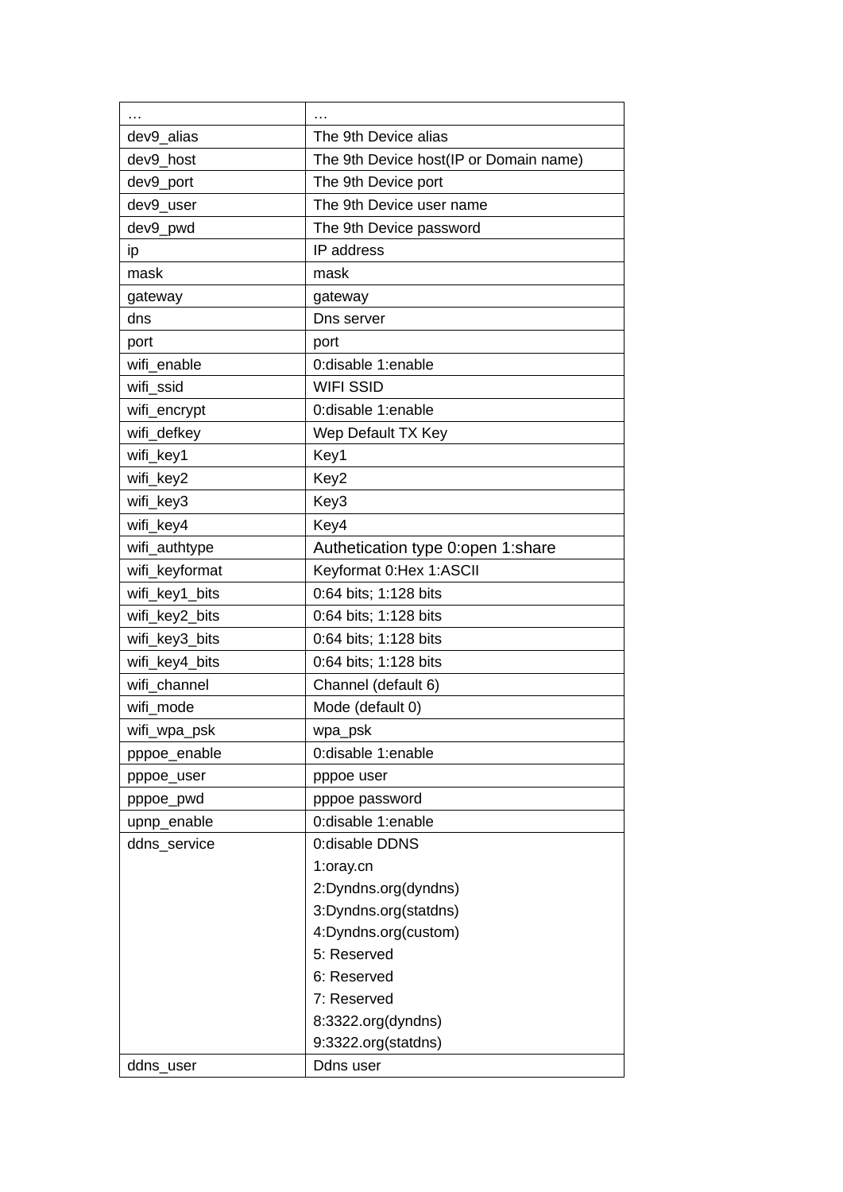| … | … |
|---|---|
| dev9_alias | The 9th Device alias |
| dev9_host | The 9th Device host(IP or Domain name) |
| dev9_port | The 9th Device port |
| dev9_user | The 9th Device user name |
| dev9_pwd | The 9th Device password |
| ip | IP address |
| mask | mask |
| gateway | gateway |
| dns | Dns server |
| port | port |
| wifi_enable | 0:disable 1:enable |
| wifi_ssid | WIFI SSID |
| wifi_encrypt | 0:disable 1:enable |
| wifi_defkey | Wep Default TX Key |
| wifi_key1 | Key1 |
| wifi_key2 | Key2 |
| wifi_key3 | Key3 |
| wifi_key4 | Key4 |
| wifi_authtype | Authetication type 0:open 1:share |
| wifi_keyformat | Keyformat 0:Hex 1:ASCII |
| wifi_key1_bits | 0:64 bits; 1:128 bits |
| wifi_key2_bits | 0:64 bits; 1:128 bits |
| wifi_key3_bits | 0:64 bits; 1:128 bits |
| wifi_key4_bits | 0:64 bits; 1:128 bits |
| wifi_channel | Channel (default 6) |
| wifi_mode | Mode (default 0) |
| wifi_wpa_psk | wpa_psk |
| pppoe_enable | 0:disable 1:enable |
| pppoe_user | pppoe user |
| pppoe_pwd | pppoe password |
| upnp_enable | 0:disable 1:enable |
| ddns_service | 0:disable DDNS<br>1:oray.cn<br>2:Dyndns.org(dyndns)<br>3:Dyndns.org(statdns)<br>4:Dyndns.org(custom)<br>5: Reserved<br>6: Reserved<br>7: Reserved<br>8:3322.org(dyndns)<br>9:3322.org(statdns) |
| ddns_user | Ddns user |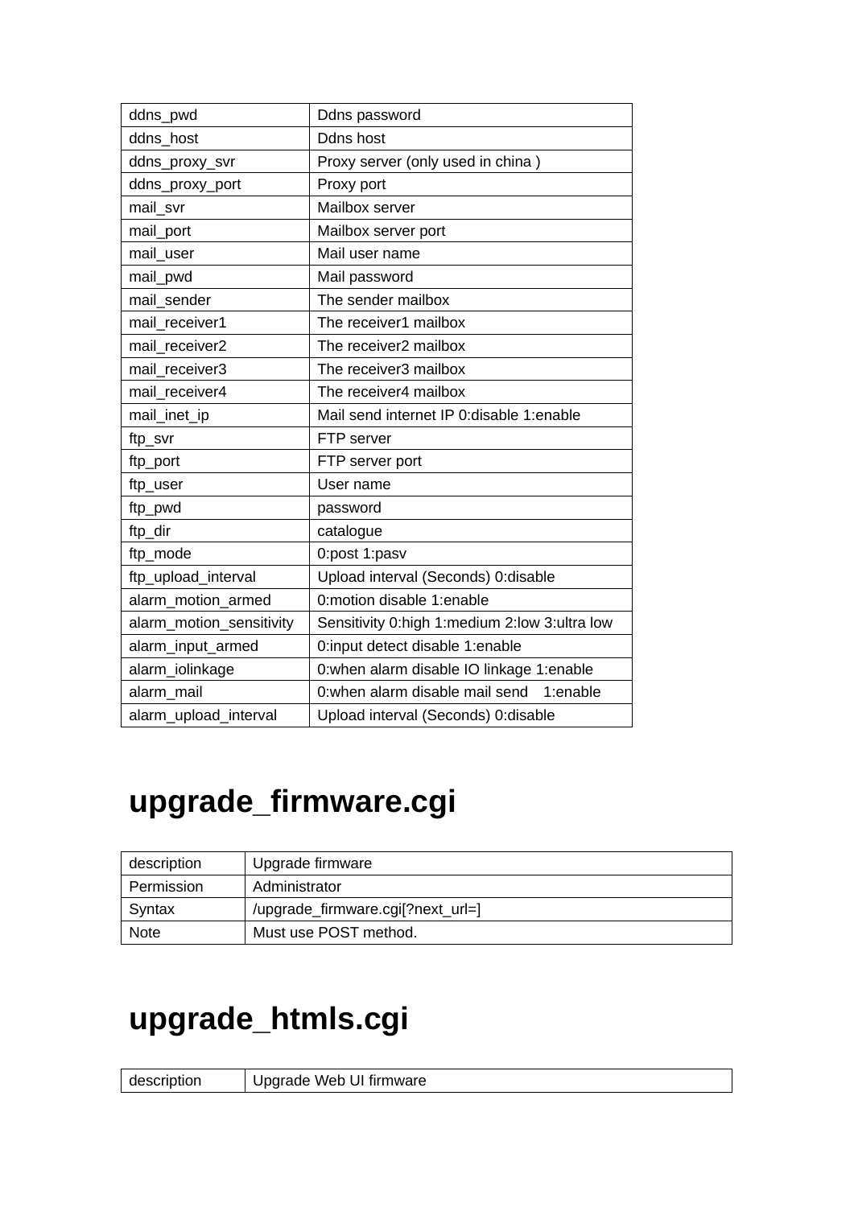| | |
|---|---|
| ddns_pwd | Ddns password |
| ddns_host | Ddns host |
| ddns_proxy_svr | Proxy server (only used in china ) |
| ddns_proxy_port | Proxy port |
| mail_svr | Mailbox server |
| mail_port | Mailbox server port |
| mail_user | Mail user name |
| mail_pwd | Mail password |
| mail_sender | The sender mailbox |
| mail_receiver1 | The receiver1 mailbox |
| mail_receiver2 | The receiver2 mailbox |
| mail_receiver3 | The receiver3 mailbox |
| mail_receiver4 | The receiver4 mailbox |
| mail_inet_ip | Mail send internet IP 0:disable 1:enable |
| ftp_svr | FTP server |
| ftp_port | FTP server port |
| ftp_user | User name |
| ftp_pwd | password |
| ftp_dir | catalogue |
| ftp_mode | 0:post 1:pasv |
| ftp_upload_interval | Upload interval (Seconds) 0:disable |
| alarm_motion_armed | 0:motion disable 1:enable |
| alarm_motion_sensitivity | Sensitivity 0:high 1:medium 2:low 3:ultra low |
| alarm_input_armed | 0:input detect disable 1:enable |
| alarm_iolinkage | 0:when alarm disable IO linkage 1:enable |
| alarm_mail | 0:when alarm disable mail send 1:enable |
| alarm_upload_interval | Upload interval (Seconds) 0:disable |

# upgrade_firmware.cgi

| | |
|---|---|
| description | Upgrade firmware |
| Permission | Administrator |
| Syntax | /upgrade_firmware.cgi[?next_url=] |
| Note | Must use POST method. |

# upgrade_htmls.cgi

| | |
|---|---|
| description | Upgrade Web UI firmware |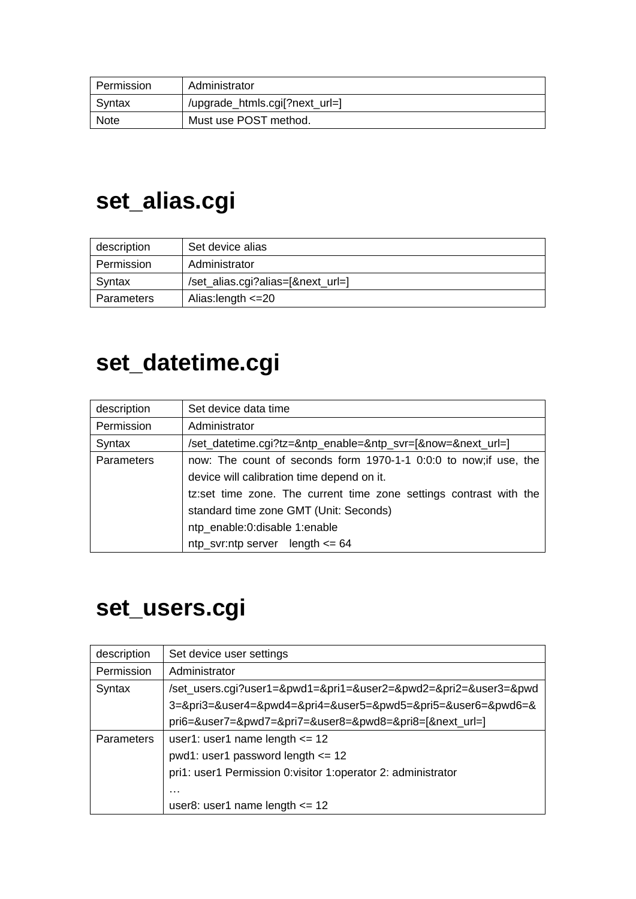| Permission | Administrator |
|---|---|
| Syntax | /upgrade_htmls.cgi[?next_url=] |
| Note | Must use POST method. |

# set_alias.cgi

| description | Set device alias |
|---|---|
| Permission | Administrator |
| Syntax | /set_alias.cgi?alias=[&next_url=] |
| Parameters | Alias:length <=20 |

# set_datetime.cgi

| description | Set device data time |
|---|---|
| Permission | Administrator |
| Syntax | /set_datetime.cgi?tz=&ntp_enable=&ntp_svr=[&now=&next_url=] |
| Parameters | now: The count of seconds form 1970-1-1 0:0:0 to now;if use, the device will calibration time depend on it.<br>tz:set time zone. The current time zone settings contrast with the standard time zone GMT (Unit: Seconds)<br>ntp_enable:0:disable 1:enable<br>ntp_svr:ntp server length <= 64 |

# set_users.cgi

| description | Set device user settings |
|---|---|
| Permission | Administrator |
| Syntax | /set_users.cgi?user1=&pwd1=&pri1=&user2=&pwd2=&pri2=&user3=&pwd3=&pri3=&user4=&pwd4=&pri4=&user5=&pwd5=&pri5=&user6=&pwd6=&pri6=&user7=&pwd7=&pri7=&user8=&pwd8=&pri8=[&next_url=] |
| Parameters | user1: user1 name length <= 12<br>pwd1: user1 password length <= 12<br>pri1: user1 Permission 0:visitor 1:operator 2: administrator<br>…<br>user8: user1 name length <= 12 |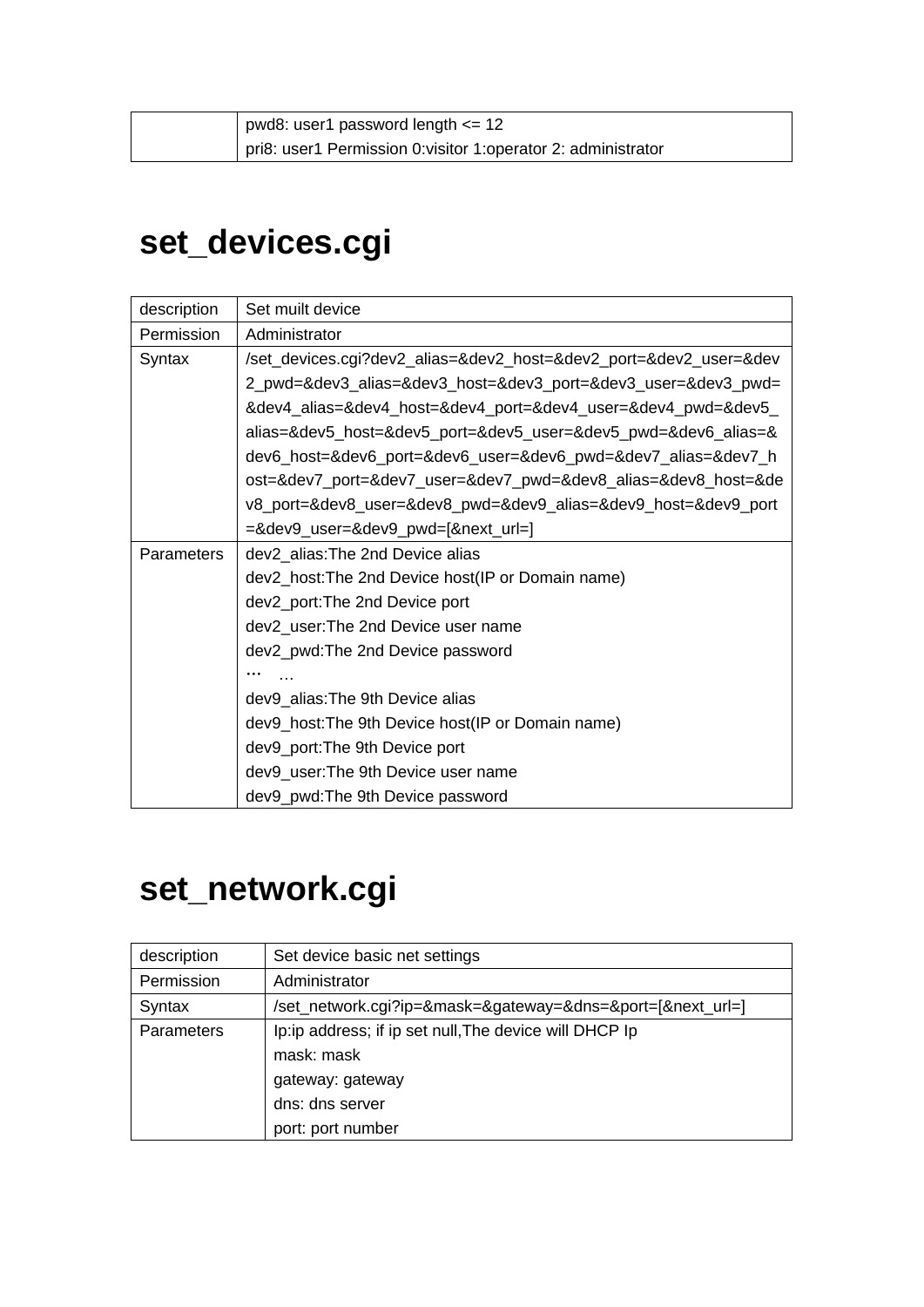| | |
|---|---|
| | pwd8: user1 password length <= 12<br>pri8: user1 Permission 0:visitor 1:operator 2: administrator |

# set_devices.cgi

| | |
|---|---|
| description | Set muilt device |
| Permission | Administrator |
| Syntax | /set_devices.cgi?dev2_alias=&dev2_host=&dev2_port=&dev2_user=&dev2_pwd=&dev3_alias=&dev3_host=&dev3_port=&dev3_user=&dev3_pwd=&dev4_alias=&dev4_host=&dev4_port=&dev4_user=&dev4_pwd=&dev5_alias=&dev5_host=&dev5_port=&dev5_user=&dev5_pwd=&dev6_alias=&dev6_host=&dev6_port=&dev6_user=&dev6_pwd=&dev7_alias=&dev7_host=&dev7_port=&dev7_user=&dev7_pwd=&dev8_alias=&dev8_host=&dev8_port=&dev8_user=&dev8_pwd=&dev9_alias=&dev9_host=&dev9_port=&dev9_user=&dev9_pwd=[&next_url=] |
| Parameters | dev2_alias:The 2nd Device alias<br>dev2_host:The 2nd Device host(IP or Domain name)<br>dev2_port:The 2nd Device port<br>dev2_user:The 2nd Device user name<br>dev2_pwd:The 2nd Device password<br>… …<br>dev9_alias:The 9th Device alias<br>dev9_host:The 9th Device host(IP or Domain name)<br>dev9_port:The 9th Device port<br>dev9_user:The 9th Device user name<br>dev9_pwd:The 9th Device password |

# set_network.cgi

| | |
|---|---|
| description | Set device basic net settings |
| Permission | Administrator |
| Syntax | /set_network.cgi?ip=&mask=&gateway=&dns=&port=[&next_url=] |
| Parameters | Ip:ip address; if ip set null,The device will DHCP Ip<br>mask: mask<br>gateway: gateway<br>dns: dns server<br>port: port number |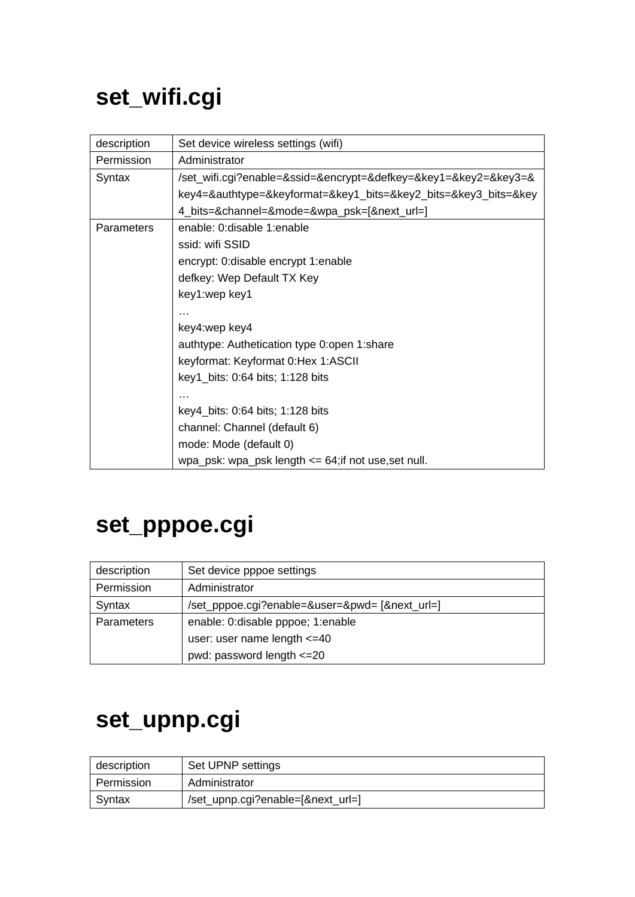# set_wifi.cgi

| description | Set device wireless settings (wifi) |
|---|---|
| Permission | Administrator |
| Syntax | /set_wifi.cgi?enable=&ssid=&encrypt=&defkey=&key1=&key2=&key3=&key4=&authtype=&keyformat=&key1_bits=&key2_bits=&key3_bits=&key4_bits=&channel=&mode=&wpa_psk=[&next_url=] |
| Parameters | enable: 0:disable 1:enable<br>ssid: wifi SSID<br>encrypt: 0:disable encrypt 1:enable<br>defkey: Wep Default TX Key<br>key1:wep key1<br>…<br>key4:wep key4<br>authtype: Authetication type 0:open 1:share<br>keyformat: Keyformat 0:Hex 1:ASCII<br>key1_bits: 0:64 bits; 1:128 bits<br>…<br>key4_bits: 0:64 bits; 1:128 bits<br>channel: Channel (default 6)<br>mode: Mode (default 0)<br>wpa_psk: wpa_psk length <= 64;if not use,set null. |

# set_pppoe.cgi

| description | Set device pppoe settings |
|---|---|
| Permission | Administrator |
| Syntax | /set_pppoe.cgi?enable=&user=&pwd= [&next_url=] |
| Parameters | enable: 0:disable pppoe; 1:enable<br>user: user name length <=40<br>pwd: password length <=20 |

# set_upnp.cgi

| description | Set UPNP settings |
|---|---|
| Permission | Administrator |
| Syntax | /set_upnp.cgi?enable=[&next_url=] |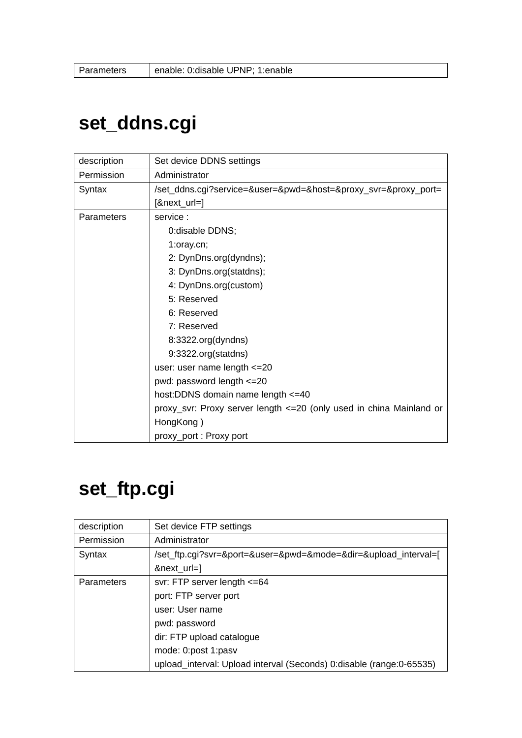| Parameters | enable: 0:disable UPNP; 1:enable |
|---|---|

# set_ddns.cgi

| description | Set device DDNS settings |
|---|---|
| Permission | Administrator |
| Syntax | /set_ddns.cgi?service=&user=&pwd=&host=&proxy_svr=&proxy_port=[&next_url=] |
| Parameters | service :<br>0:disable DDNS;<br>1:oray.cn;<br>2: DynDns.org(dyndns);<br>3: DynDns.org(statdns);<br>4: DynDns.org(custom)<br>5: Reserved<br>6: Reserved<br>7: Reserved<br>8:3322.org(dyndns)<br>9:3322.org(statdns)<br>user: user name length <=20<br>pwd: password length <=20<br>host:DDNS domain name length <=40<br>proxy_svr: Proxy server length <=20 (only used in china Mainland or HongKong )<br>proxy_port : Proxy port |

# set_ftp.cgi

| description | Set device FTP settings |
|---|---|
| Permission | Administrator |
| Syntax | /set_ftp.cgi?svr=&port=&user=&pwd=&mode=&dir=&upload_interval=[&next_url=] |
| Parameters | svr: FTP server length <=64<br>port: FTP server port<br>user: User name<br>pwd: password<br>dir: FTP upload catalogue<br>mode: 0:post 1:pasv<br>upload_interval: Upload interval (Seconds) 0:disable (range:0-65535) |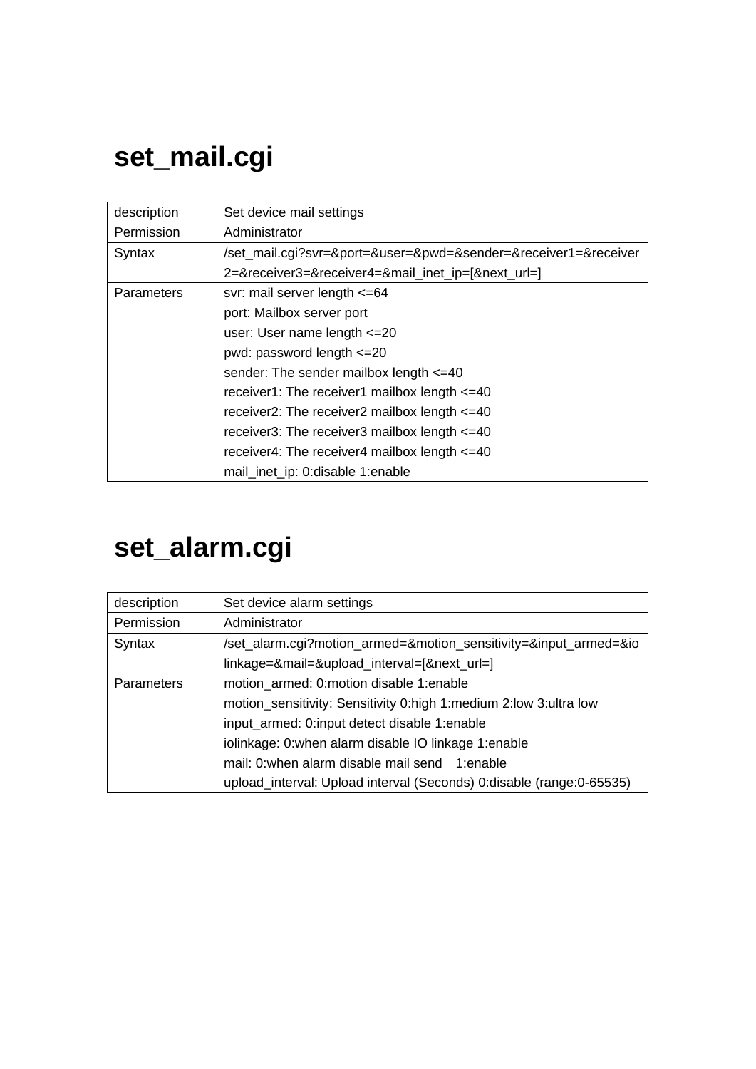# set_mail.cgi

| | |
|---|---|
| description | Set device mail settings |
| Permission | Administrator |
| Syntax | /set_mail.cgi?svr=&port=&user=&pwd=&sender=&receiver1=&receiver2=&receiver3=&receiver4=&mail_inet_ip=[&next_url=] |
| Parameters | svr: mail server length <=64<br>port: Mailbox server port<br>user: User name length <=20<br>pwd: password length <=20<br>sender: The sender mailbox length <=40<br>receiver1: The receiver1 mailbox length <=40<br>receiver2: The receiver2 mailbox length <=40<br>receiver3: The receiver3 mailbox length <=40<br>receiver4: The receiver4 mailbox length <=40<br>mail_inet_ip: 0:disable 1:enable |

# set_alarm.cgi

| | |
|---|---|
| description | Set device alarm settings |
| Permission | Administrator |
| Syntax | /set_alarm.cgi?motion_armed=&motion_sensitivity=&input_armed=&iolinkage=&mail=&upload_interval=[&next_url=] |
| Parameters | motion_armed: 0:motion disable 1:enable<br>motion_sensitivity: Sensitivity 0:high 1:medium 2:low 3:ultra low<br>input_armed: 0:input detect disable 1:enable<br>iolinkage: 0:when alarm disable IO linkage 1:enable<br>mail: 0:when alarm disable mail send 1:enable<br>upload_interval: Upload interval (Seconds) 0:disable (range:0-65535) |